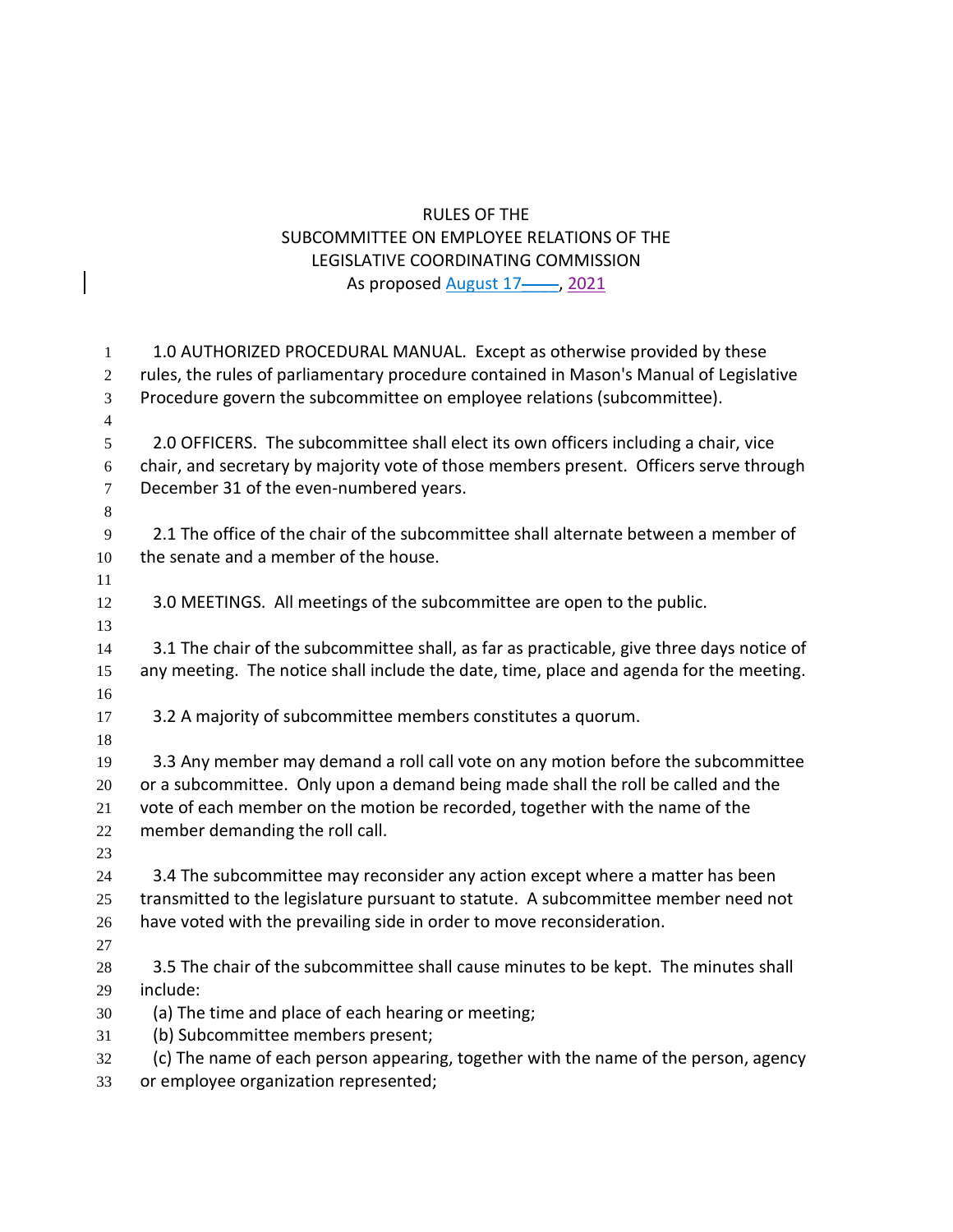# RULES OF THE SUBCOMMITTEE ON EMPLOYEE RELATIONS OF THE LEGISLATIVE COORDINATING COMMISSION

As proposed August 17, 2021

1.0 AUTHORIZED PROCEDURAL MANUAL. Except as otherwise provided by these rules, the rules of parliamentary procedure contained in Mason's Manual of Legislative Procedure govern the subcommittee on employee relations (subcommittee).

2.0 OFFICERS. The subcommittee shall elect its own officers including a chair, vice chair, and secretary by majority vote of those members present. Officers serve through December 31 of the even-numbered years.

2.1 The office of the chair of the subcommittee shall alternate between a member of the senate and a member of the house.

3.0 MEETINGS. All meetings of the subcommittee are open to the public.

3.1 The chair of the subcommittee shall, as far as practicable, give three days notice of any meeting. The notice shall include the date, time, place and agenda for the meeting.

3.2 A majority of subcommittee members constitutes a quorum.

3.3 Any member may demand a roll call vote on any motion before the subcommittee or a subcommittee. Only upon a demand being made shall the roll be called and the vote of each member on the motion be recorded, together with the name of the member demanding the roll call.

3.4 The subcommittee may reconsider any action except where a matter has been transmitted to the legislature pursuant to statute. A subcommittee member need not have voted with the prevailing side in order to move reconsideration.

3.5 The chair of the subcommittee shall cause minutes to be kept. The minutes shall include:

(a) The time and place of each hearing or meeting;

(b) Subcommittee members present;

(c) The name of each person appearing, together with the name of the person, agency or employee organization represented;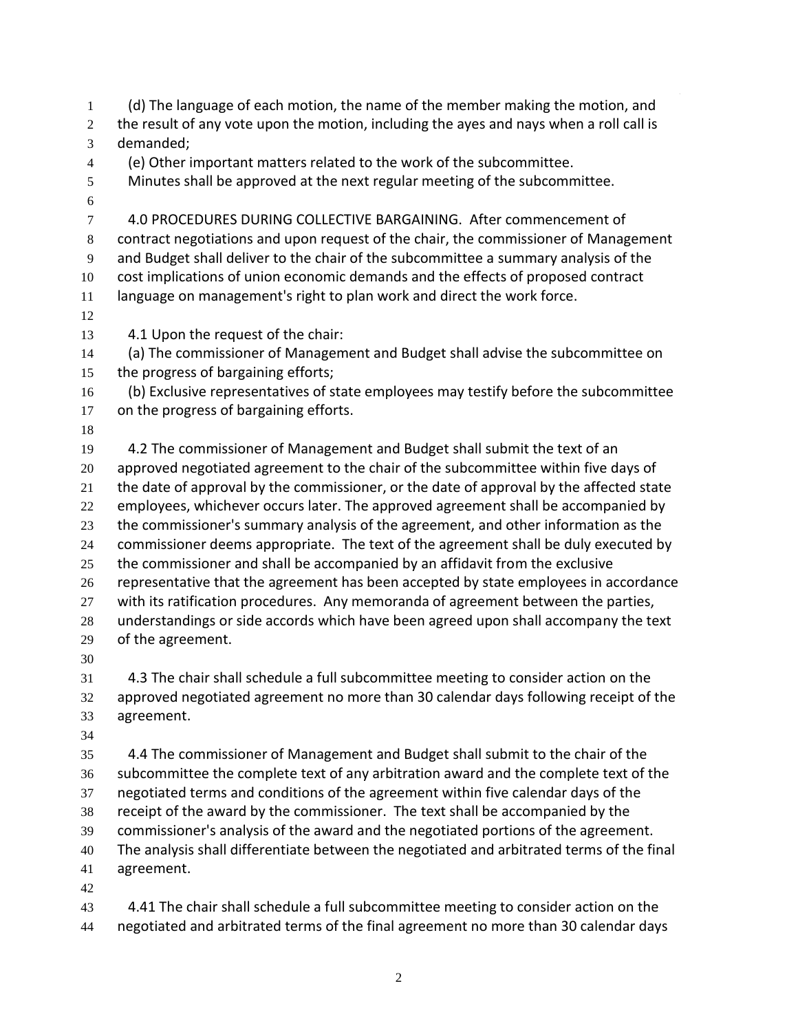(d) The language of each motion, the name of the member making the motion, and the result of any vote upon the motion, including the ayes and nays when a roll call is demanded;

(e) Other important matters related to the work of the subcommittee.

Minutes shall be approved at the next regular meeting of the subcommittee.

4.0 PROCEDURES DURING COLLECTIVE BARGAINING. After commencement of contract negotiations and upon request of the chair, the commissioner of Management and Budget shall deliver to the chair of the subcommittee a summary analysis of the cost implications of union economic demands and the effects of proposed contract language on management's right to plan work and direct the work force.

4.1 Upon the request of the chair:

(a) The commissioner of Management and Budget shall advise the subcommittee on the progress of bargaining efforts;

(b) Exclusive representatives of state employees may testify before the subcommittee on the progress of bargaining efforts.

4.2 The commissioner of Management and Budget shall submit the text of an approved negotiated agreement to the chair of the subcommittee within five days of the date of approval by the commissioner, or the date of approval by the affected state employees, whichever occurs later. The approved agreement shall be accompanied by the commissioner's summary analysis of the agreement, and other information as the commissioner deems appropriate. The text of the agreement shall be duly executed by the commissioner and shall be accompanied by an affidavit from the exclusive representative that the agreement has been accepted by state employees in accordance with its ratification procedures. Any memoranda of agreement between the parties, understandings or side accords which have been agreed upon shall accompany the text of the agreement.

4.3 The chair shall schedule a full subcommittee meeting to consider action on the approved negotiated agreement no more than 30 calendar days following receipt of the agreement.

4.4 The commissioner of Management and Budget shall submit to the chair of the subcommittee the complete text of any arbitration award and the complete text of the negotiated terms and conditions of the agreement within five calendar days of the receipt of the award by the commissioner. The text shall be accompanied by the commissioner's analysis of the award and the negotiated portions of the agreement. The analysis shall differentiate between the negotiated and arbitrated terms of the final agreement.

4.41 The chair shall schedule a full subcommittee meeting to consider action on the negotiated and arbitrated terms of the final agreement no more than 30 calendar days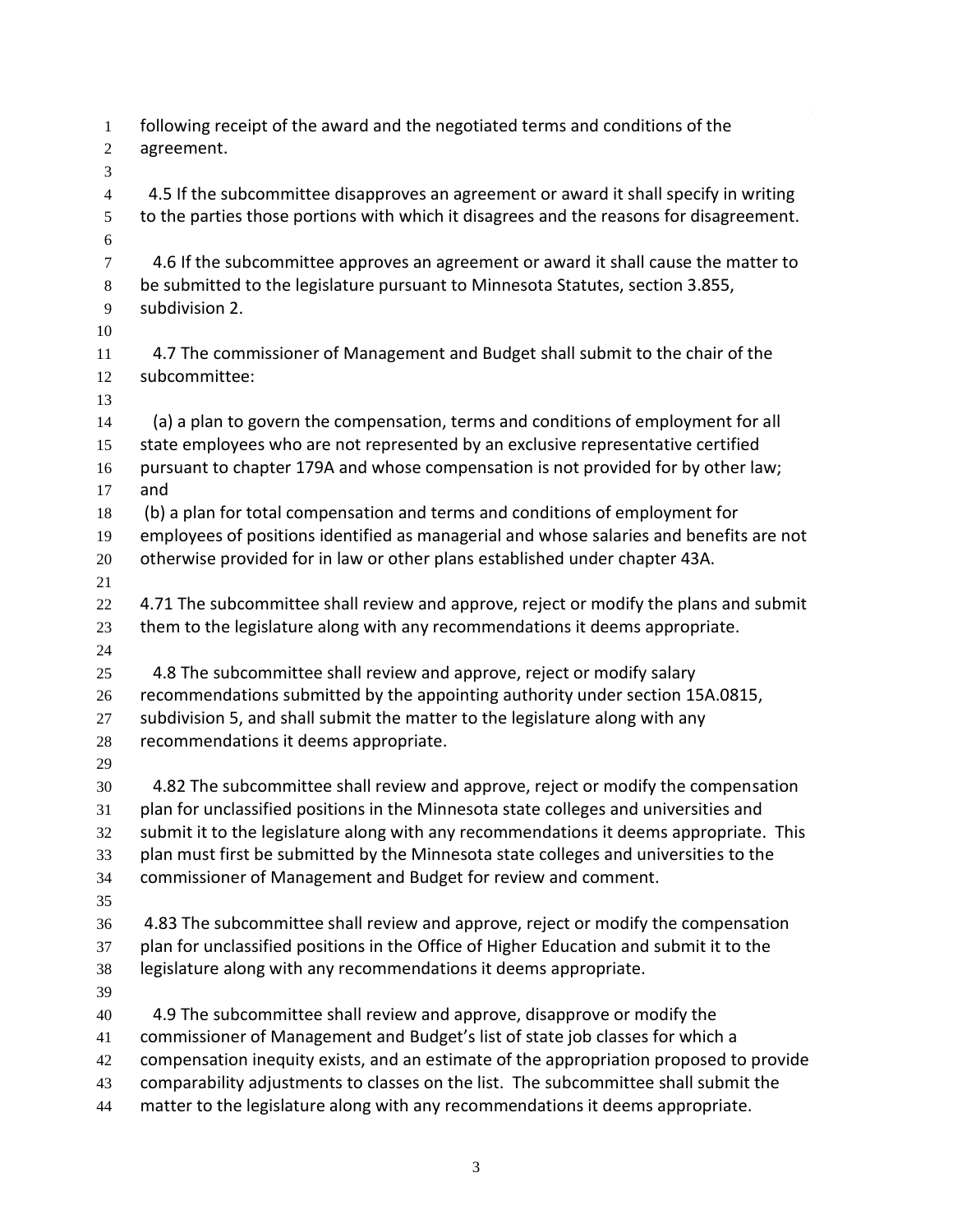following receipt of the award and the negotiated terms and conditions of the agreement.

4.5 If the subcommittee disapproves an agreement or award it shall specify in writing to the parties those portions with which it disagrees and the reasons for disagreement.

4.6 If the subcommittee approves an agreement or award it shall cause the matter to be submitted to the legislature pursuant to Minnesota Statutes, section 3.855, subdivision 2.

4.7 The commissioner of Management and Budget shall submit to the chair of the subcommittee:

(a) a plan to govern the compensation, terms and conditions of employment for all state employees who are not represented by an exclusive representative certified pursuant to chapter 179A and whose compensation is not provided for by other law; and

(b) a plan for total compensation and terms and conditions of employment for employees of positions identified as managerial and whose salaries and benefits are not otherwise provided for in law or other plans established under chapter 43A.

4.71 The subcommittee shall review and approve, reject or modify the plans and submit them to the legislature along with any recommendations it deems appropriate.

4.8 The subcommittee shall review and approve, reject or modify salary recommendations submitted by the appointing authority under section 15A.0815, subdivision 5, and shall submit the matter to the legislature along with any recommendations it deems appropriate.

4.82 The subcommittee shall review and approve, reject or modify the compensation plan for unclassified positions in the Minnesota state colleges and universities and submit it to the legislature along with any recommendations it deems appropriate. This plan must first be submitted by the Minnesota state colleges and universities to the commissioner of Management and Budget for review and comment.

4.83 The subcommittee shall review and approve, reject or modify the compensation plan for unclassified positions in the Office of Higher Education and submit it to the legislature along with any recommendations it deems appropriate.

4.9 The subcommittee shall review and approve, disapprove or modify the commissioner of Management and Budget's list of state job classes for which a compensation inequity exists, and an estimate of the appropriation proposed to provide comparability adjustments to classes on the list. The subcommittee shall submit the matter to the legislature along with any recommendations it deems appropriate.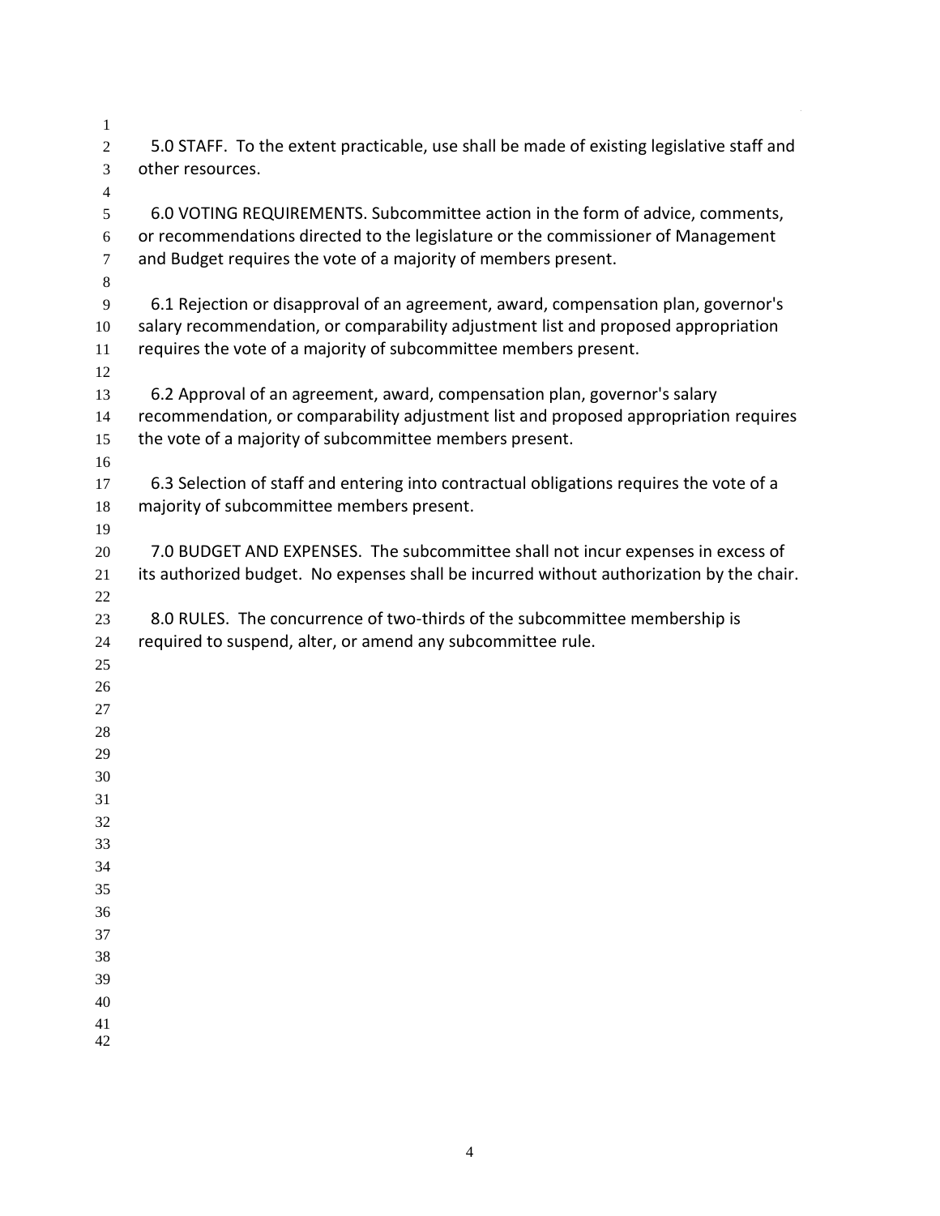5.0 STAFF. To the extent practicable, use shall be made of existing legislative staff and other resources.

6.0 VOTING REQUIREMENTS. Subcommittee action in the form of advice, comments, or recommendations directed to the legislature or the commissioner of Management and Budget requires the vote of a majority of members present.

6.1 Rejection or disapproval of an agreement, award, compensation plan, governor's salary recommendation, or comparability adjustment list and proposed appropriation requires the vote of a majority of subcommittee members present.

6.2 Approval of an agreement, award, compensation plan, governor's salary recommendation, or comparability adjustment list and proposed appropriation requires the vote of a majority of subcommittee members present.

6.3 Selection of staff and entering into contractual obligations requires the vote of a majority of subcommittee members present.

7.0 BUDGET AND EXPENSES. The subcommittee shall not incur expenses in excess of its authorized budget. No expenses shall be incurred without authorization by the chair.

8.0 RULES. The concurrence of two-thirds of the subcommittee membership is required to suspend, alter, or amend any subcommittee rule.